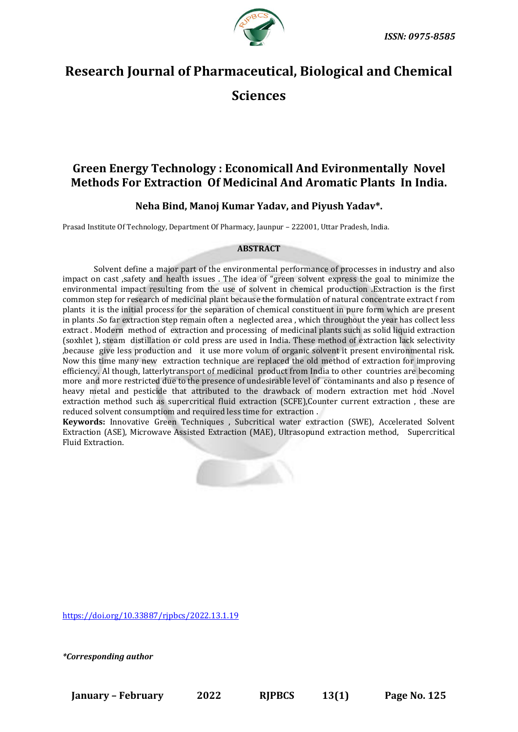ISSN: 0975-8585

# Research Journal of Pharmaceutical, Biological and Chemical Sciences

## Green Energy Technology : Economicall And Evironmentally Novel Methods For Extraction Of Medicinal And Aromatic Plants In India.

**Neha Bind, Manoj Kumar Yadav, and Piyush Yadav*.**

Prasad Institute Of Technology, Department Of Pharmacy, Jaunpur – 222001, Uttar Pradesh, India.

### ABSTRACT

Solvent define a major part of the environmental performance of processes in industry and also impact on cast ,safety and health issues . The idea of "green solvent express the goal to minimize the environmental impact resulting from the use of solvent in chemical production .Extraction is the first common step for research of medicinal plant because the formulation of natural concentrate extract f rom plants it is the initial process for the separation of chemical constituent in pure form which are present in plants .So far extraction step remain often a neglected area , which throughout the year has collect less extract . Modern method of extraction and processing of medicinal plants such as solid liquid extraction (soxhlet ), steam distillation or cold press are used in India. These method of extraction lack selectivity ,because give less production and it use more volum of organic solvent it present environmental risk. Now this time many new extraction technique are replaced the old method of extraction for improving efficiency. Al though, latterlytransport of medicinal product from India to other countries are becoming more and more restricted due to the presence of undesirable level of contaminants and also p resence of heavy metal and pesticide that attributed to the drawback of modern extraction met hod .Novel extraction method such as supercritical fluid extraction (SCFE),Counter current extraction , these are reduced solvent consumptiom and required less time for extraction .

**Keywords:** Innovative Green Techniques , Subcritical water extraction (SWE), Accelerated Solvent Extraction (ASE), Microwave Assisted Extraction (MAE), Ultrasopund extraction method, Supercritical Fluid Extraction.

https://doi.org/10.33887/rjpbcs/2022.13.1.19

*\*Corresponding author*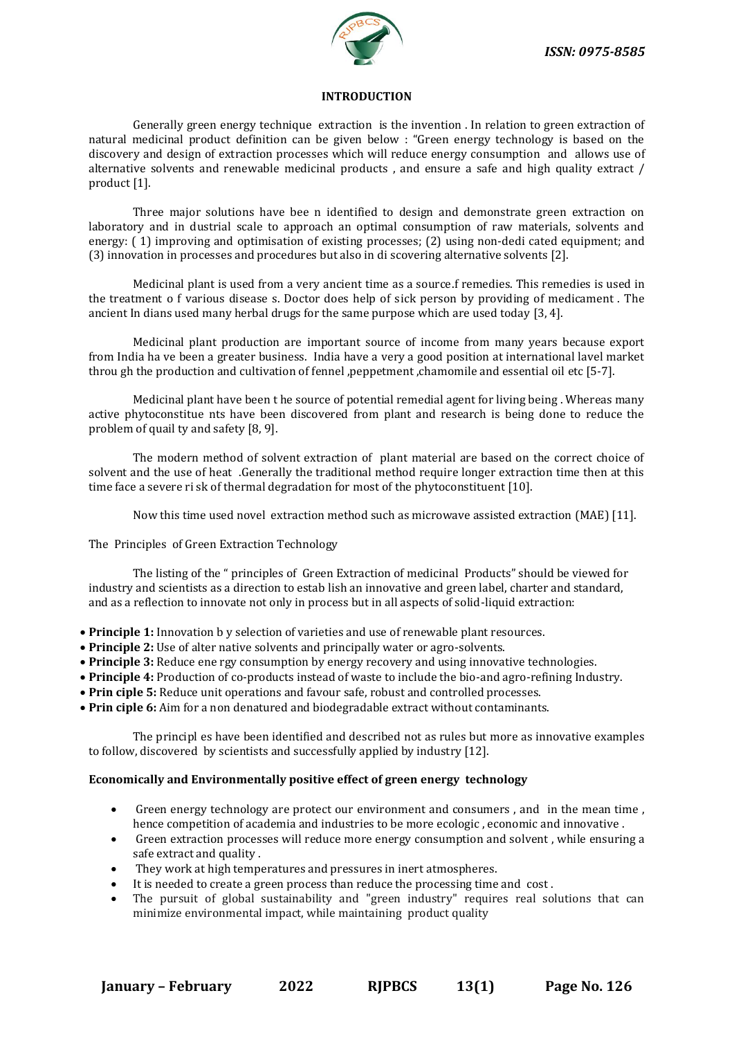## INTRODUCTION

Generally green energy technique extraction is the invention . In relation to green extraction of natural medicinal product definition can be given below : "Green energy technology is based on the discovery and design of extraction processes which will reduce energy consumption and allows use of alternative solvents and renewable medicinal products , and ensure a safe and high quality extract / product [1].

Three major solutions have bee n identified to design and demonstrate green extraction on laboratory and in dustrial scale to approach an optimal consumption of raw materials, solvents and energy: ( 1) improving and optimisation of existing processes; (2) using non-dedi cated equipment; and (3) innovation in processes and procedures but also in di scovering alternative solvents [2].

Medicinal plant is used from a very ancient time as a source.f remedies. This remedies is used in the treatment o f various disease s. Doctor does help of sick person by providing of medicament . The ancient In dians used many herbal drugs for the same purpose which are used today [3, 4].

Medicinal plant production are important source of income from many years because export from India ha ve been a greater business. India have a very a good position at international lavel market throu gh the production and cultivation of fennel ,peppetment ,chamomile and essential oil etc [5-7].

Medicinal plant have been t he source of potential remedial agent for living being . Whereas many active phytoconstitue nts have been discovered from plant and research is being done to reduce the problem of quail ty and safety [8, 9].

The modern method of solvent extraction of plant material are based on the correct choice of solvent and the use of heat .Generally the traditional method require longer extraction time then at this time face a severe ri sk of thermal degradation for most of the phytoconstituent [10].

Now this time used novel extraction method such as microwave assisted extraction (MAE) [11].

The Principles of Green Extraction Technology

The listing of the " principles of Green Extraction of medicinal Products" should be viewed for industry and scientists as a direction to estab lish an innovative and green label, charter and standard, and as a reflection to innovate not only in process but in all aspects of solid-liquid extraction:

- **Principle 1:** Innovation b y selection of varieties and use of renewable plant resources.
- **Principle 2:** Use of alter native solvents and principally water or agro-solvents.
- **Principle 3:** Reduce ene rgy consumption by energy recovery and using innovative technologies.
- **Principle 4:** Production of co-products instead of waste to include the bio-and agro-refining Industry.
- **Prin ciple 5:** Reduce unit operations and favour safe, robust and controlled processes.
- **Prin ciple 6:** Aim for a non denatured and biodegradable extract without contaminants.

The principl es have been identified and described not as rules but more as innovative examples to follow, discovered by scientists and successfully applied by industry [12].

**Economically and Environmentally positive effect of green energy technology**

- Green energy technology are protect our environment and consumers , and in the mean time , hence competition of academia and industries to be more ecologic , economic and innovative .
- Green extraction processes will reduce more energy consumption and solvent , while ensuring a safe extract and quality .
- They work at high temperatures and pressures in inert atmospheres.
- It is needed to create a green process than reduce the processing time and cost .
- The pursuit of global sustainability and "green industry" requires real solutions that can minimize environmental impact, while maintaining product quality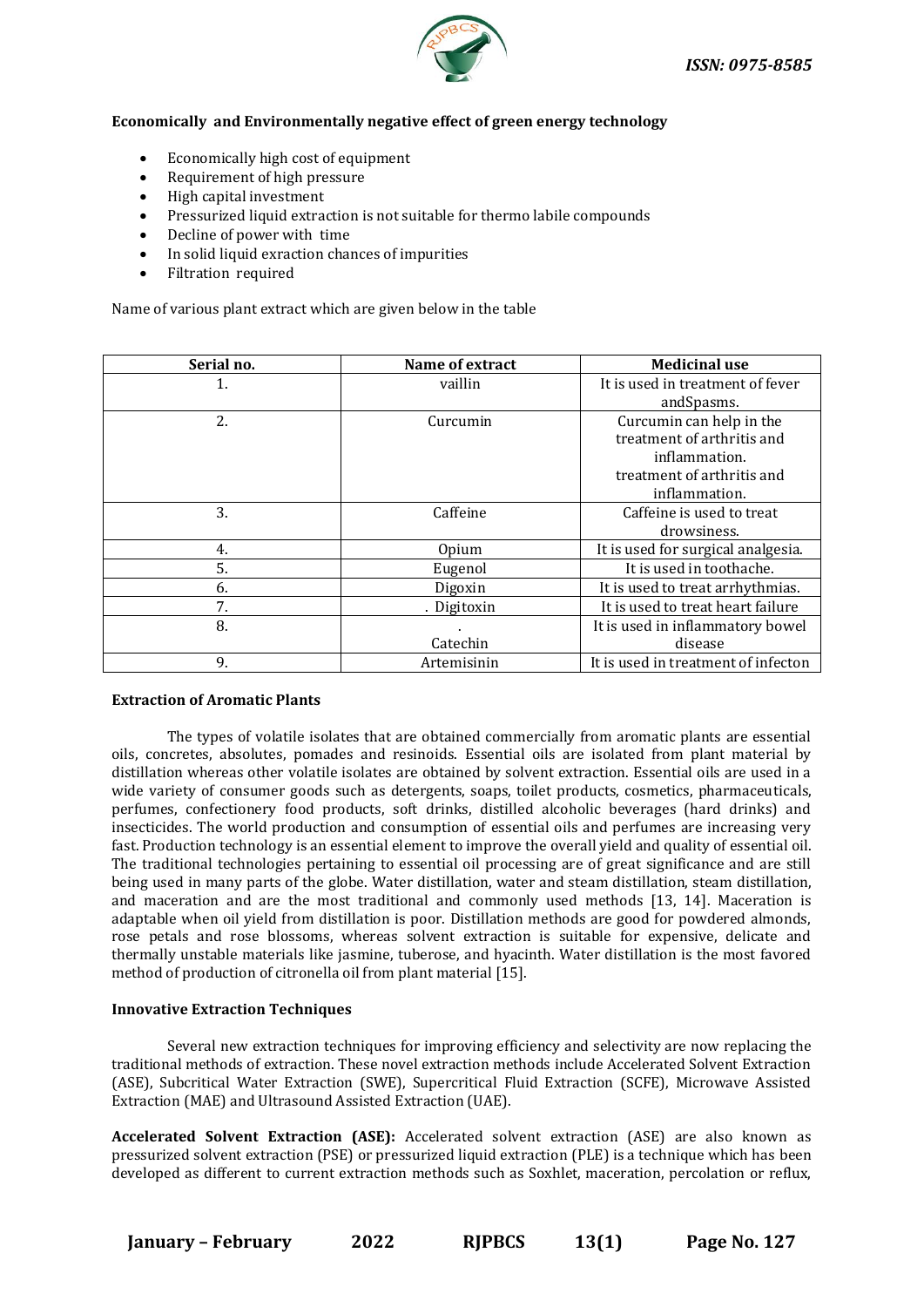**Economically and Environmentally negative effect of green energy technology**

- Economically high cost of equipment
- Requirement of high pressure
- High capital investment
- Pressurized liquid extraction is not suitable for thermo labile compounds
- Decline of power with time
- In solid liquid exraction chances of impurities
- Filtration required

Name of various plant extract which are given below in the table

| Serial no. | Name of extract | Medicinal use |
|---|---|---|
| 1. | vaillin | It is used in treatment of fever andSpasms. |
| 2. | Curcumin | Curcumin can help in the treatment of arthritis and inflammation. treatment of arthritis and inflammation. |
| 3. | Caffeine | Caffeine is used to treat drowsiness. |
| 4. | Opium | It is used for surgical analgesia. |
| 5. | Eugenol | It is used in toothache. |
| 6. | Digoxin | It is used to treat arrhythmias. |
| 7. | . Digitoxin | It is used to treat heart failure |
| 8. | . Catechin | It is used in inflammatory bowel disease |
| 9. | Artemisinin | It is used in treatment of infecton |

**Extraction of Aromatic Plants**

The types of volatile isolates that are obtained commercially from aromatic plants are essential oils, concretes, absolutes, pomades and resinoids. Essential oils are isolated from plant material by distillation whereas other volatile isolates are obtained by solvent extraction. Essential oils are used in a wide variety of consumer goods such as detergents, soaps, toilet products, cosmetics, pharmaceuticals, perfumes, confectionery food products, soft drinks, distilled alcoholic beverages (hard drinks) and insecticides. The world production and consumption of essential oils and perfumes are increasing very fast. Production technology is an essential element to improve the overall yield and quality of essential oil. The traditional technologies pertaining to essential oil processing are of great significance and are still being used in many parts of the globe. Water distillation, water and steam distillation, steam distillation, and maceration and are the most traditional and commonly used methods [13, 14]. Maceration is adaptable when oil yield from distillation is poor. Distillation methods are good for powdered almonds, rose petals and rose blossoms, whereas solvent extraction is suitable for expensive, delicate and thermally unstable materials like jasmine, tuberose, and hyacinth. Water distillation is the most favored method of production of citronella oil from plant material [15].

**Innovative Extraction Techniques**

Several new extraction techniques for improving efficiency and selectivity are now replacing the traditional methods of extraction. These novel extraction methods include Accelerated Solvent Extraction (ASE), Subcritical Water Extraction (SWE), Supercritical Fluid Extraction (SCFE), Microwave Assisted Extraction (MAE) and Ultrasound Assisted Extraction (UAE).

**Accelerated Solvent Extraction (ASE):** Accelerated solvent extraction (ASE) are also known as pressurized solvent extraction (PSE) or pressurized liquid extraction (PLE) is a technique which has been developed as different to current extraction methods such as Soxhlet, maceration, percolation or reflux,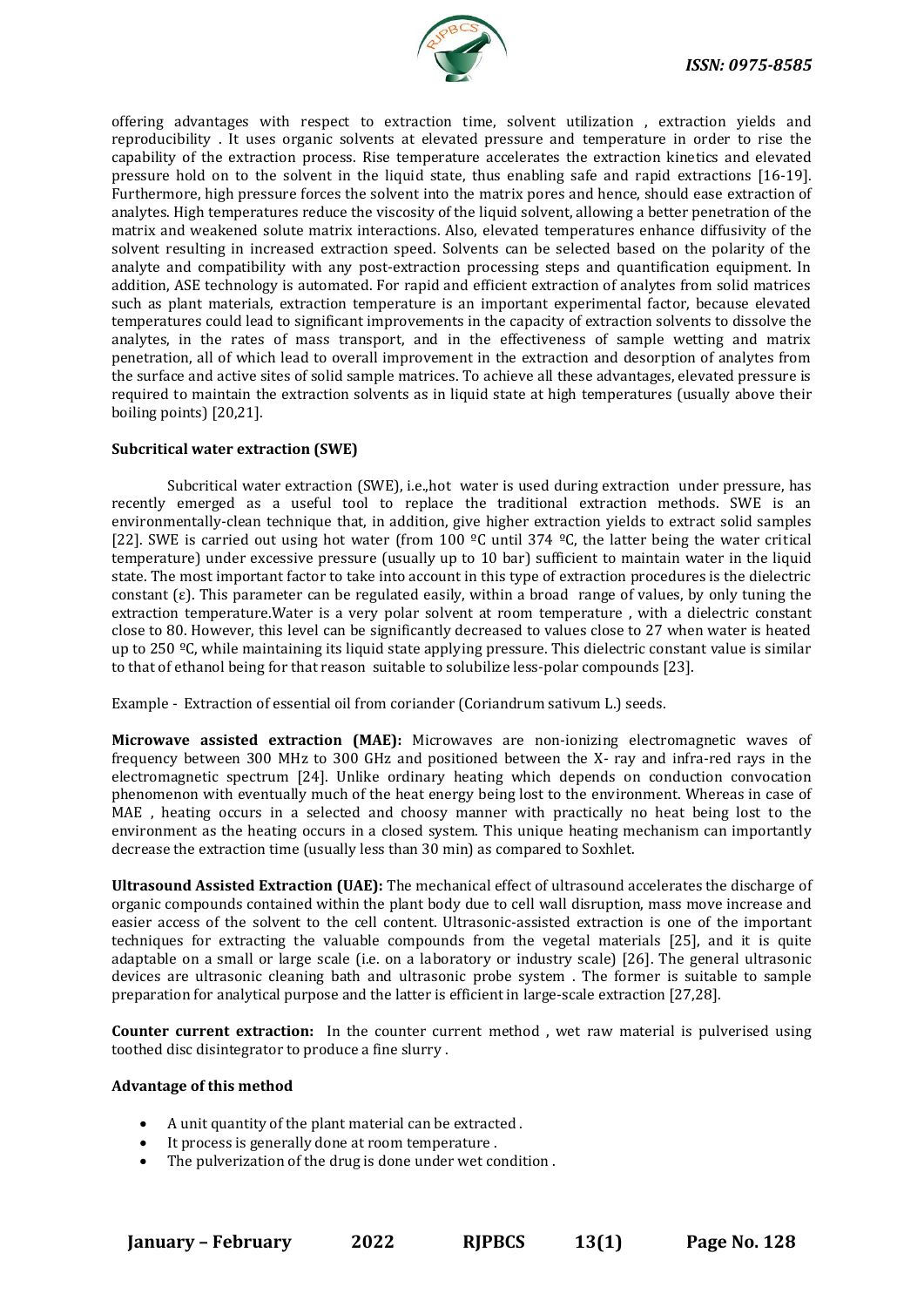offering advantages with respect to extraction time, solvent utilization , extraction yields and reproducibility . It uses organic solvents at elevated pressure and temperature in order to rise the capability of the extraction process. Rise temperature accelerates the extraction kinetics and elevated pressure hold on to the solvent in the liquid state, thus enabling safe and rapid extractions [16-19]. Furthermore, high pressure forces the solvent into the matrix pores and hence, should ease extraction of analytes. High temperatures reduce the viscosity of the liquid solvent, allowing a better penetration of the matrix and weakened solute matrix interactions. Also, elevated temperatures enhance diffusivity of the solvent resulting in increased extraction speed. Solvents can be selected based on the polarity of the analyte and compatibility with any post-extraction processing steps and quantification equipment. In addition, ASE technology is automated. For rapid and efficient extraction of analytes from solid matrices such as plant materials, extraction temperature is an important experimental factor, because elevated temperatures could lead to significant improvements in the capacity of extraction solvents to dissolve the analytes, in the rates of mass transport, and in the effectiveness of sample wetting and matrix penetration, all of which lead to overall improvement in the extraction and desorption of analytes from the surface and active sites of solid sample matrices. To achieve all these advantages, elevated pressure is required to maintain the extraction solvents as in liquid state at high temperatures (usually above their boiling points) [20,21].

**Subcritical water extraction (SWE)**

Subcritical water extraction (SWE), i.e.,hot water is used during extraction under pressure, has recently emerged as a useful tool to replace the traditional extraction methods. SWE is an environmentally-clean technique that, in addition, give higher extraction yields to extract solid samples [22]. SWE is carried out using hot water (from 100 ºC until 374 ºC, the latter being the water critical temperature) under excessive pressure (usually up to 10 bar) sufficient to maintain water in the liquid state. The most important factor to take into account in this type of extraction procedures is the dielectric constant (ε). This parameter can be regulated easily, within a broad range of values, by only tuning the extraction temperature.Water is a very polar solvent at room temperature , with a dielectric constant close to 80. However, this level can be significantly decreased to values close to 27 when water is heated up to 250 ºC, while maintaining its liquid state applying pressure. This dielectric constant value is similar to that of ethanol being for that reason suitable to solubilize less-polar compounds [23].

Example - Extraction of essential oil from coriander (Coriandrum sativum L.) seeds.

**Microwave assisted extraction (MAE):** Microwaves are non-ionizing electromagnetic waves of frequency between 300 MHz to 300 GHz and positioned between the X- ray and infra-red rays in the electromagnetic spectrum [24]. Unlike ordinary heating which depends on conduction convocation phenomenon with eventually much of the heat energy being lost to the environment. Whereas in case of MAE , heating occurs in a selected and choosy manner with practically no heat being lost to the environment as the heating occurs in a closed system. This unique heating mechanism can importantly decrease the extraction time (usually less than 30 min) as compared to Soxhlet.

**Ultrasound Assisted Extraction (UAE):** The mechanical effect of ultrasound accelerates the discharge of organic compounds contained within the plant body due to cell wall disruption, mass move increase and easier access of the solvent to the cell content. Ultrasonic-assisted extraction is one of the important techniques for extracting the valuable compounds from the vegetal materials [25], and it is quite adaptable on a small or large scale (i.e. on a laboratory or industry scale) [26]. The general ultrasonic devices are ultrasonic cleaning bath and ultrasonic probe system . The former is suitable to sample preparation for analytical purpose and the latter is efficient in large-scale extraction [27,28].

**Counter current extraction:** In the counter current method , wet raw material is pulverised using toothed disc disintegrator to produce a fine slurry .

**Advantage of this method**

- A unit quantity of the plant material can be extracted .
- It process is generally done at room temperature .
- The pulverization of the drug is done under wet condition .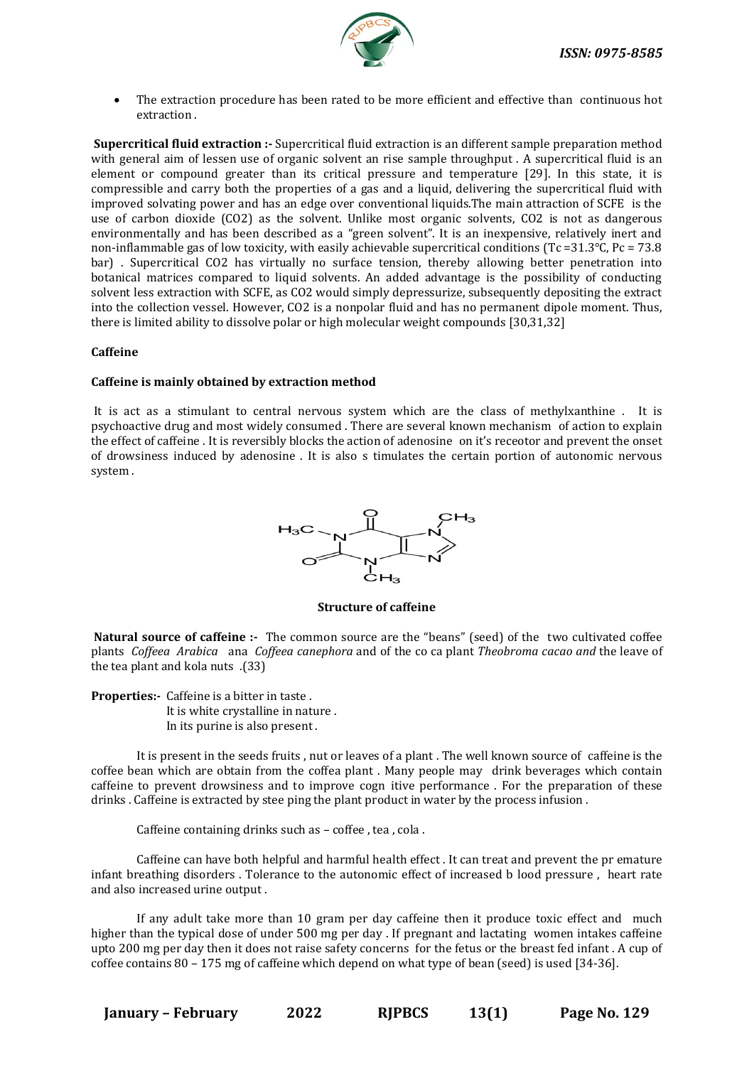- The extraction procedure has been rated to be more efficient and effective than continuous hot extraction .

**Supercritical fluid extraction :-** Supercritical fluid extraction is an different sample preparation method with general aim of lessen use of organic solvent an rise sample throughput . A supercritical fluid is an element or compound greater than its critical pressure and temperature [29]. In this state, it is compressible and carry both the properties of a gas and a liquid, delivering the supercritical fluid with improved solvating power and has an edge over conventional liquids.The main attraction of SCFE is the use of carbon dioxide ($CO_2$) as the solvent. Unlike most organic solvents, $CO_2$ is not as dangerous environmentally and has been described as a "green solvent". It is an inexpensive, relatively inert and non-inflammable gas of low toxicity, with easily achievable supercritical conditions ($T_c$ =31.3°C, $P_c$ = 73.8 bar) . Supercritical $CO_2$ has virtually no surface tension, thereby allowing better penetration into botanical matrices compared to liquid solvents. An added advantage is the possibility of conducting solvent less extraction with SCFE, as $CO_2$ would simply depressurize, subsequently depositing the extract into the collection vessel. However, $CO_2$ is a nonpolar fluid and has no permanent dipole moment. Thus, there is limited ability to dissolve polar or high molecular weight compounds [30,31,32]

**Caffeine**

**Caffeine is mainly obtained by extraction method**

It is act as a stimulant to central nervous system which are the class of methylxanthine . It is psychoactive drug and most widely consumed . There are several known mechanism of action to explain the effect of caffeine . It is reversibly blocks the action of adenosine on it's receotor and prevent the onset of drowsiness induced by adenosine . It is also s timulates the certain portion of autonomic nervous system .

**Structure of caffeine**

**Natural source of caffeine :-** The common source are the "beans" (seed) of the two cultivated coffee plants *Coffeea Arabica* ana *Coffeea canephora* and of the co ca plant *Theobroma cacao and* the leave of the tea plant and kola nuts .(33)

**Properties:-** Caffeine is a bitter in taste .
It is white crystalline in nature .
In its purine is also present .

It is present in the seeds fruits , nut or leaves of a plant . The well known source of caffeine is the coffee bean which are obtain from the coffea plant . Many people may drink beverages which contain caffeine to prevent drowsiness and to improve cogn itive performance . For the preparation of these drinks . Caffeine is extracted by stee ping the plant product in water by the process infusion .

Caffeine containing drinks such as – coffee , tea , cola .

Caffeine can have both helpful and harmful health effect . It can treat and prevent the pr emature infant breathing disorders . Tolerance to the autonomic effect of increased b lood pressure , heart rate and also increased urine output .

If any adult take more than 10 gram per day caffeine then it produce toxic effect and much higher than the typical dose of under 500 mg per day . If pregnant and lactating women intakes caffeine upto 200 mg per day then it does not raise safety concerns for the fetus or the breast fed infant . A cup of coffee contains 80 – 175 mg of caffeine which depend on what type of bean (seed) is used [34-36].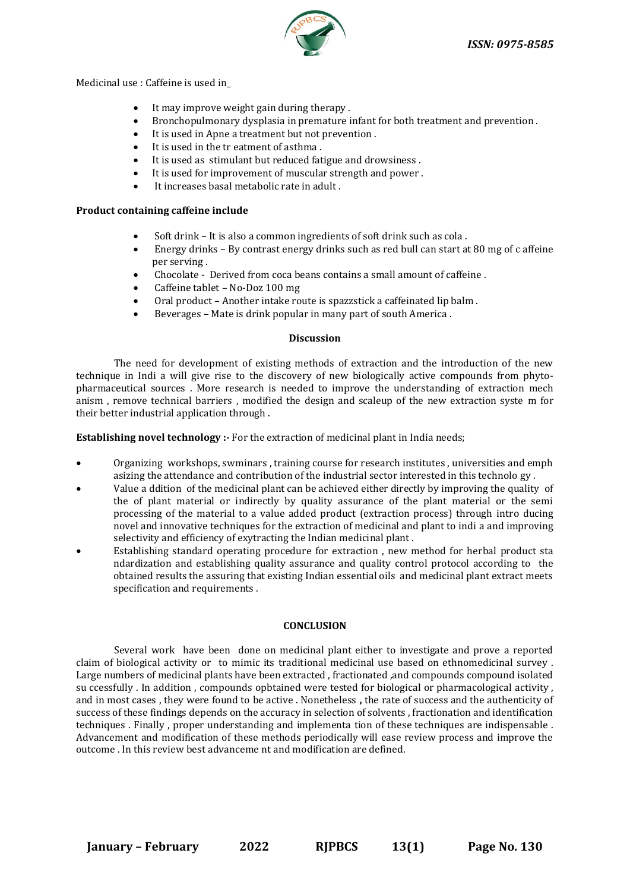Medicinal use : Caffeine is used in_

- It may improve weight gain during therapy .
- Bronchopulmonary dysplasia in premature infant for both treatment and prevention .
- It is used in Apne a treatment but not prevention .
- It is used in the tr eatment of asthma .
- It is used as stimulant but reduced fatigue and drowsiness .
- It is used for improvement of muscular strength and power .
- It increases basal metabolic rate in adult .

**Product containing caffeine include**

- Soft drink – It is also a common ingredients of soft drink such as cola .
- Energy drinks – By contrast energy drinks such as red bull can start at 80 mg of c affeine per serving .
- Chocolate - Derived from coca beans contains a small amount of caffeine .
- Caffeine tablet – No-Doz 100 mg
- Oral product – Another intake route is spazzstick a caffeinated lip balm .
- Beverages – Mate is drink popular in many part of south America .

## Discussion

The need for development of existing methods of extraction and the introduction of the new technique in Indi a will give rise to the discovery of new biologically active compounds from phyto-pharmaceutical sources . More research is needed to improve the understanding of extraction mech anism , remove technical barriers , modified the design and scaleup of the new extraction syste m for their better industrial application through .

**Establishing novel technology :-** For the extraction of medicinal plant in India needs;

- Organizing workshops, swminars , training course for research institutes , universities and emph asizing the attendance and contribution of the industrial sector interested in this technolo gy .
- Value a ddition of the medicinal plant can be achieved either directly by improving the quality of the of plant material or indirectly by quality assurance of the plant material or the semi processing of the material to a value added product (extraction process) through intro ducing novel and innovative techniques for the extraction of medicinal and plant to indi a and improving selectivity and efficiency of exytracting the Indian medicinal plant .
- Establishing standard operating procedure for extraction , new method for herbal product sta ndardization and establishing quality assurance and quality control protocol according to the obtained results the assuring that existing Indian essential oils and medicinal plant extract meets specification and requirements .

## CONCLUSION

Several work have been done on medicinal plant either to investigate and prove a reported claim of biological activity or to mimic its traditional medicinal use based on ethnomedicinal survey . Large numbers of medicinal plants have been extracted , fractionated ,and compounds compound isolated su ccessfully . In addition , compounds opbtained were tested for biological or pharmacological activity , and in most cases , they were found to be active . Nonetheless **,** the rate of success and the authenticity of success of these findings depends on the accuracy in selection of solvents , fractionation and identification techniques . Finally , proper understanding and implementa tion of these techniques are indispensable . Advancement and modification of these methods periodically will ease review process and improve the outcome . In this review best advanceme nt and modification are defined.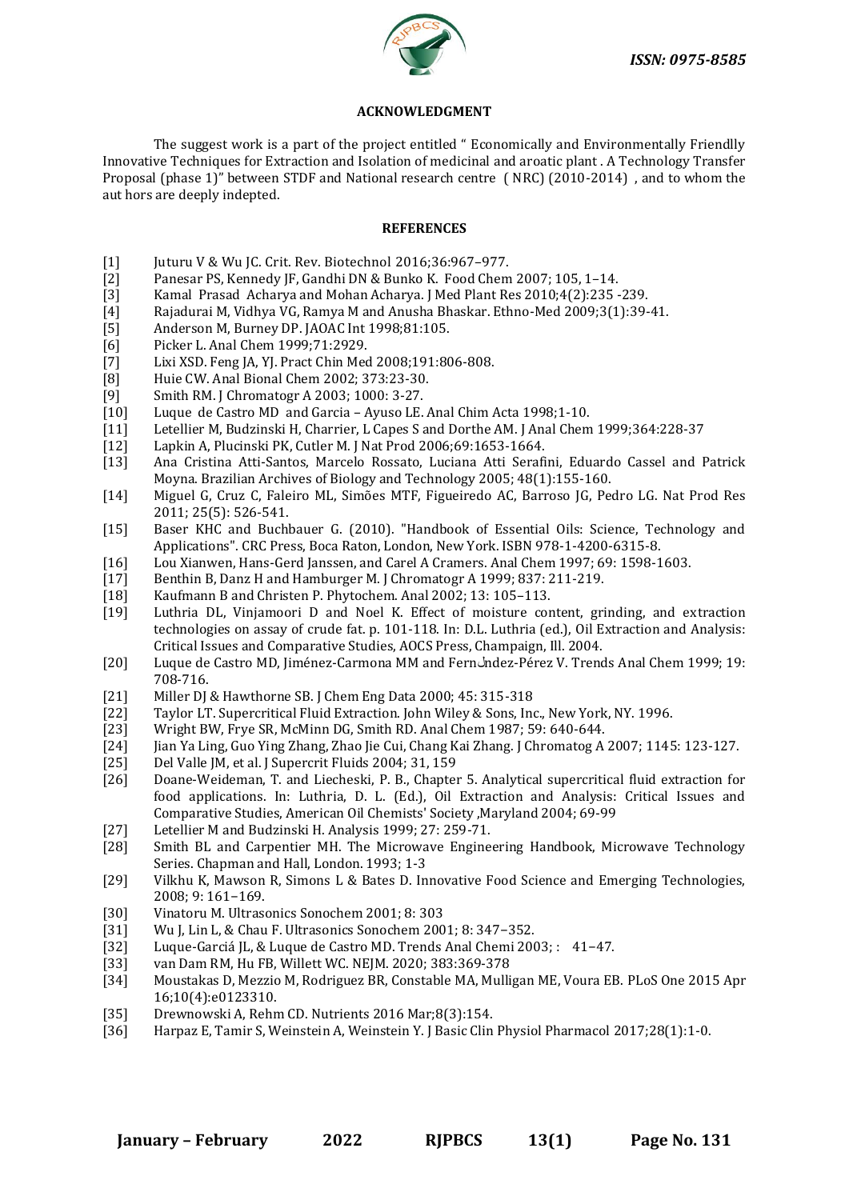### ACKNOWLEDGMENT

The suggest work is a part of the project entitled " Economically and Environmentally Friendlly Innovative Techniques for Extraction and Isolation of medicinal and aroatic plant . A Technology Transfer Proposal (phase 1)" between STDF and National research centre ( NRC) (2010-2014) , and to whom the aut hors are deeply indepted.

### REFERENCES

[1] Juturu V & Wu JC. Crit. Rev. Biotechnol 2016;36:967–977.
[2] Panesar PS, Kennedy JF, Gandhi DN & Bunko K. Food Chem 2007; 105, 1–14.
[3] Kamal Prasad Acharya and Mohan Acharya. J Med Plant Res 2010;4(2):235 -239.
[4] Rajadurai M, Vidhya VG, Ramya M and Anusha Bhaskar. Ethno-Med 2009;3(1):39-41.
[5] Anderson M, Burney DP. JAOAC Int 1998;81:105.
[6] Picker L. Anal Chem 1999;71:2929.
[7] Lixi XSD. Feng JA, YJ. Pract Chin Med 2008;191:806-808.
[8] Huie CW. Anal Bional Chem 2002; 373:23-30.
[9] Smith RM. J Chromatogr A 2003; 1000: 3-27.
[10] Luque de Castro MD and Garcia – Ayuso LE. Anal Chim Acta 1998;1-10.
[11] Letellier M, Budzinski H, Charrier, L Capes S and Dorthe AM. J Anal Chem 1999;364:228-37
[12] Lapkin A, Plucinski PK, Cutler M. J Nat Prod 2006;69:1653-1664.
[13] Ana Cristina Atti-Santos, Marcelo Rossato, Luciana Atti Serafini, Eduardo Cassel and Patrick Moyna. Brazilian Archives of Biology and Technology 2005; 48(1):155-160.
[14] Miguel G, Cruz C, Faleiro ML, Simões MTF, Figueiredo AC, Barroso JG, Pedro LG. Nat Prod Res 2011; 25(5): 526-541.
[15] Baser KHC and Buchbauer G. (2010). "Handbook of Essential Oils: Science, Technology and Applications". CRC Press, Boca Raton, London, New York. ISBN 978-1-4200-6315-8.
[16] Lou Xianwen, Hans-Gerd Janssen, and Carel A Cramers. Anal Chem 1997; 69: 1598-1603.
[17] Benthin B, Danz H and Hamburger M. J Chromatogr A 1999; 837: 211-219.
[18] Kaufmann B and Christen P. Phytochem. Anal 2002; 13: 105–113.
[19] Luthria DL, Vinjamoori D and Noel K. Effect of moisture content, grinding, and extraction technologies on assay of crude fat. p. 101-118. In: D.L. Luthria (ed.), Oil Extraction and Analysis: Critical Issues and Comparative Studies, AOCS Press, Champaign, Ill. 2004.
[20] Luque de Castro MD, Jiménez-Carmona MM and Fernڷndez-Pérez V. Trends Anal Chem 1999; 19: 708-716.
[21] Miller DJ & Hawthorne SB. J Chem Eng Data 2000; 45: 315-318
[22] Taylor LT. Supercritical Fluid Extraction. John Wiley & Sons, Inc., New York, NY. 1996.
[23] Wright BW, Frye SR, McMinn DG, Smith RD. Anal Chem 1987; 59: 640-644.
[24] Jian Ya Ling, Guo Ying Zhang, Zhao Jie Cui, Chang Kai Zhang. J Chromatog A 2007; 1145: 123-127.
[25] Del Valle JM, et al. J Supercrit Fluids 2004; 31, 159
[26] Doane-Weideman, T. and Liecheski, P. B., Chapter 5. Analytical supercritical fluid extraction for food applications. In: Luthria, D. L. (Ed.), Oil Extraction and Analysis: Critical Issues and Comparative Studies, American Oil Chemists' Society ,Maryland 2004; 69-99
[27] Letellier M and Budzinski H. Analysis 1999; 27: 259-71.
[28] Smith BL and Carpentier MH. The Microwave Engineering Handbook, Microwave Technology Series. Chapman and Hall, London. 1993; 1-3
[29] Vilkhu K, Mawson R, Simons L & Bates D. Innovative Food Science and Emerging Technologies, 2008; 9: 161–169.
[30] Vinatoru M. Ultrasonics Sonochem 2001; 8: 303
[31] Wu J, Lin L, & Chau F. Ultrasonics Sonochem 2001; 8: 347–352.
[32] Luque-Garciá JL, & Luque de Castro MD. Trends Anal Chemi 2003; : 41–47.
[33] van Dam RM, Hu FB, Willett WC. NEJM. 2020; 383:369-378
[34] Moustakas D, Mezzio M, Rodriguez BR, Constable MA, Mulligan ME, Voura EB. PLoS One 2015 Apr 16;10(4):e0123310.
[35] Drewnowski A, Rehm CD. Nutrients 2016 Mar;8(3):154.
[36] Harpaz E, Tamir S, Weinstein A, Weinstein Y. J Basic Clin Physiol Pharmacol 2017;28(1):1-0.